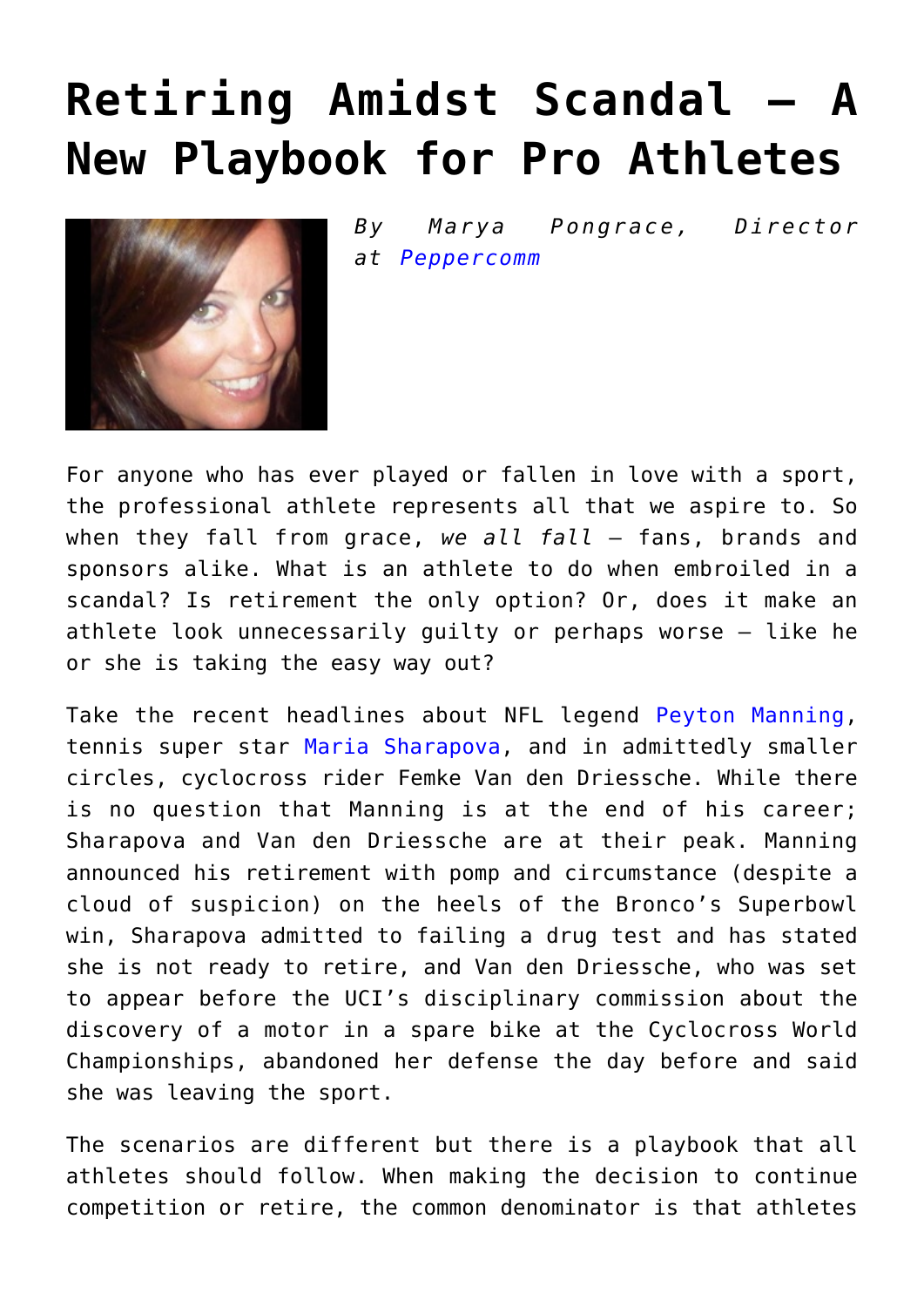# Retiring Amidst Scandal – A New Playbook for Pro Athletes

*By Marya Pongrace, Director at Peppercomm*

For anyone who has ever played or fallen in love with a sport, the professional athlete represents all that we aspire to. So when they fall from grace, *we all fall* – fans, brands and sponsors alike. What is an athlete to do when embroiled in a scandal? Is retirement the only option? Or, does it make an athlete look unnecessarily guilty or perhaps worse – like he or she is taking the easy way out?

Take the recent headlines about NFL legend Peyton Manning, tennis super star Maria Sharapova, and in admittedly smaller circles, cyclocross rider Femke Van den Driessche. While there is no question that Manning is at the end of his career; Sharapova and Van den Driessche are at their peak. Manning announced his retirement with pomp and circumstance (despite a cloud of suspicion) on the heels of the Bronco's Superbowl win, Sharapova admitted to failing a drug test and has stated she is not ready to retire, and Van den Driessche, who was set to appear before the UCI's disciplinary commission about the discovery of a motor in a spare bike at the Cyclocross World Championships, abandoned her defense the day before and said she was leaving the sport.

The scenarios are different but there is a playbook that all athletes should follow. When making the decision to continue competition or retire, the common denominator is that athletes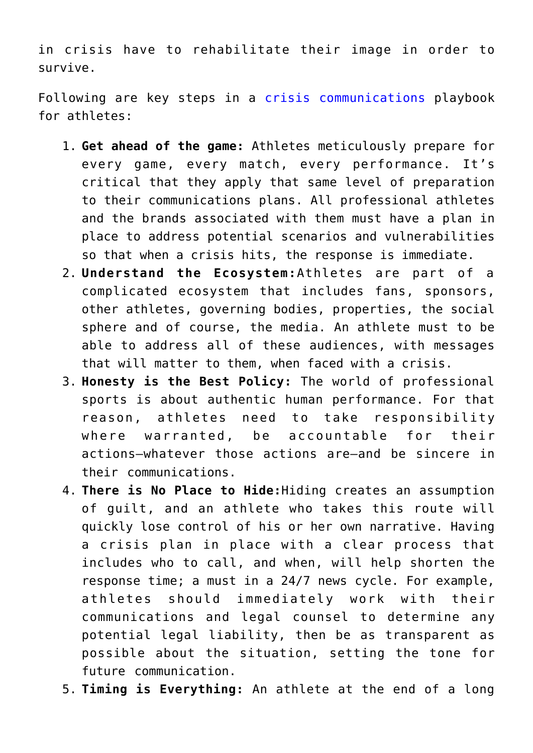in crisis have to rehabilitate their image in order to survive.

Following are key steps in a crisis communications playbook for athletes:

1. **Get ahead of the game:** Athletes meticulously prepare for every game, every match, every performance. It's critical that they apply that same level of preparation to their communications plans. All professional athletes and the brands associated with them must have a plan in place to address potential scenarios and vulnerabilities so that when a crisis hits, the response is immediate.
2. **Understand the Ecosystem:**Athletes are part of a complicated ecosystem that includes fans, sponsors, other athletes, governing bodies, properties, the social sphere and of course, the media. An athlete must to be able to address all of these audiences, with messages that will matter to them, when faced with a crisis.
3. **Honesty is the Best Policy:** The world of professional sports is about authentic human performance. For that reason, athletes need to take responsibility where warranted, be accountable for their actions—whatever those actions are—and be sincere in their communications.
4. **There is No Place to Hide:**Hiding creates an assumption of guilt, and an athlete who takes this route will quickly lose control of his or her own narrative. Having a crisis plan in place with a clear process that includes who to call, and when, will help shorten the response time; a must in a 24/7 news cycle. For example, athletes should immediately work with their communications and legal counsel to determine any potential legal liability, then be as transparent as possible about the situation, setting the tone for future communication.
5. **Timing is Everything:** An athlete at the end of a long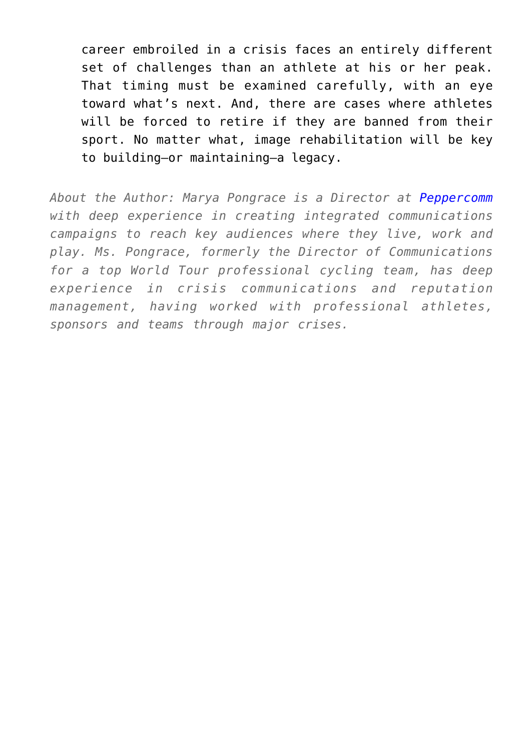career embroiled in a crisis faces an entirely different set of challenges than an athlete at his or her peak. That timing must be examined carefully, with an eye toward what's next. And, there are cases where athletes will be forced to retire if they are banned from their sport. No matter what, image rehabilitation will be key to building—or maintaining—a legacy.

*About the Author: Marya Pongrace is a Director at Peppercomm with deep experience in creating integrated communications campaigns to reach key audiences where they live, work and play. Ms. Pongrace, formerly the Director of Communications for a top World Tour professional cycling team, has deep experience in crisis communications and reputation management, having worked with professional athletes, sponsors and teams through major crises.*